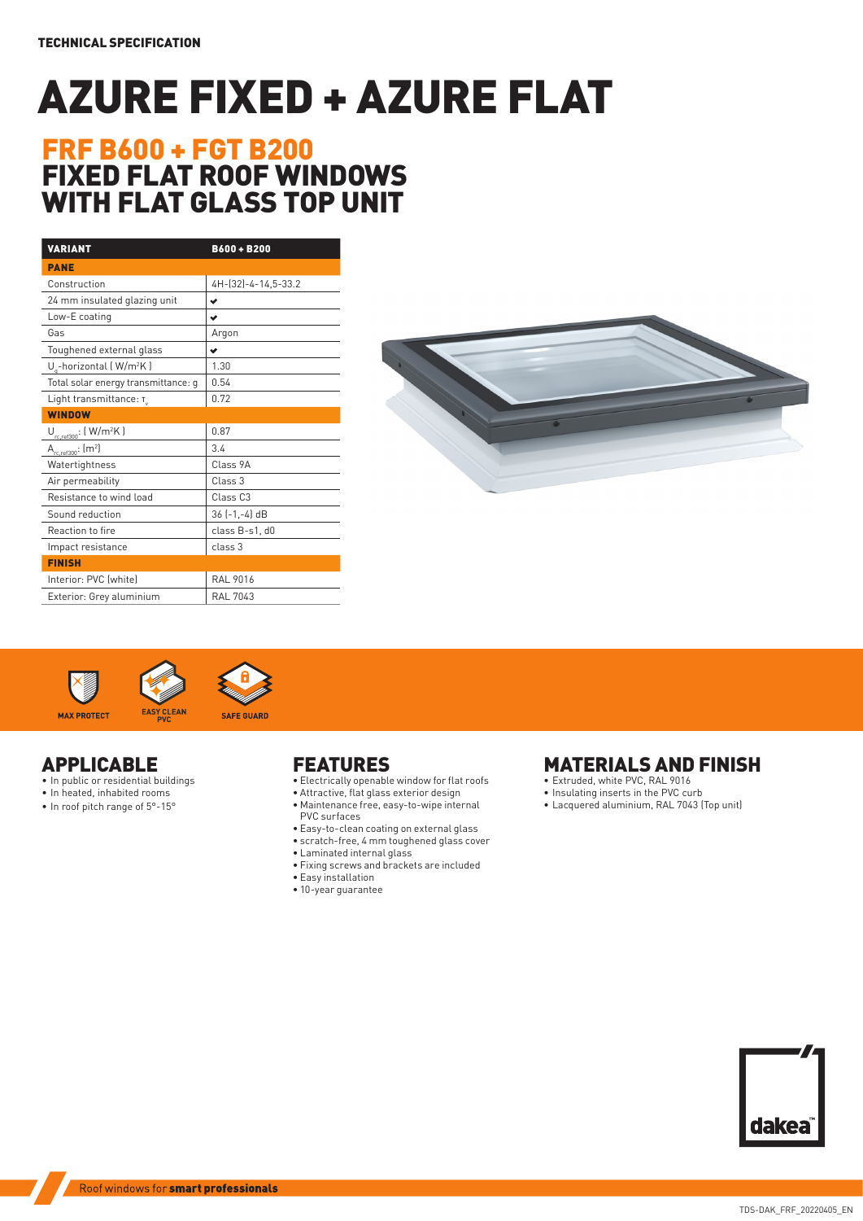TECHNICAL SPECIFICATION

# AZURE FIXED + AZURE FLAT

## FRF B600 + FGT B200
## FIXED FLAT ROOF WINDOWS WITH FLAT GLASS TOP UNIT

| VARIANT | B600 + B200 |
|---|---|
| **PANE** | |
| Construction | 4H-(32)-4-14,5-33.2 |
| 24 mm insulated glazing unit | ✔ |
| Low-E coating | ✔ |
| Gas | Argon |
| Toughened external glass | ✔ |
| $U_g$-horizontal ( W/m²K ) | 1.30 |
| Total solar energy transmittance: g | 0.54 |
| Light transmittance: $\tau_v$ | 0.72 |
| **WINDOW** | |
| $U_{rc,ref300}$: ( W/m²K ) | 0.87 |
| $A_{rc,ref300}$: (m²) | 3.4 |
| Watertightness | Class 9A |
| Air permeability | Class 3 |
| Resistance to wind load | Class C3 |
| Sound reduction | 36 (-1,-4) dB |
| Reaction to fire | class B-s1, d0 |
| Impact resistance | class 3 |
| **FINISH** | |
| Interior: PVC (white) | RAL 9016 |
| Exterior: Grey aluminium | RAL 7043 |

MAX PROTECT | EASY CLEAN PVC | SAFE GUARD

## APPLICABLE

- In public or residential buildings
- In heated, inhabited rooms
- In roof pitch range of 5°-15°

## FEATURES

- Electrically openable window for flat roofs
- Attractive, flat glass exterior design
- Maintenance free, easy-to-wipe internal PVC surfaces
- Easy-to-clean coating on external glass
- scratch-free, 4 mm toughened glass cover
- Laminated internal glass
- Fixing screws and brackets are included
- Easy installation
- 10-year guarantee

## MATERIALS AND FINISH

- Extruded, white PVC, RAL 9016
- Insulating inserts in the PVC curb
- Lacquered aluminium, RAL 7043 (Top unit)

dakea™

Roof windows for **smart professionals**

TDS-DAK_FRF_20220405_EN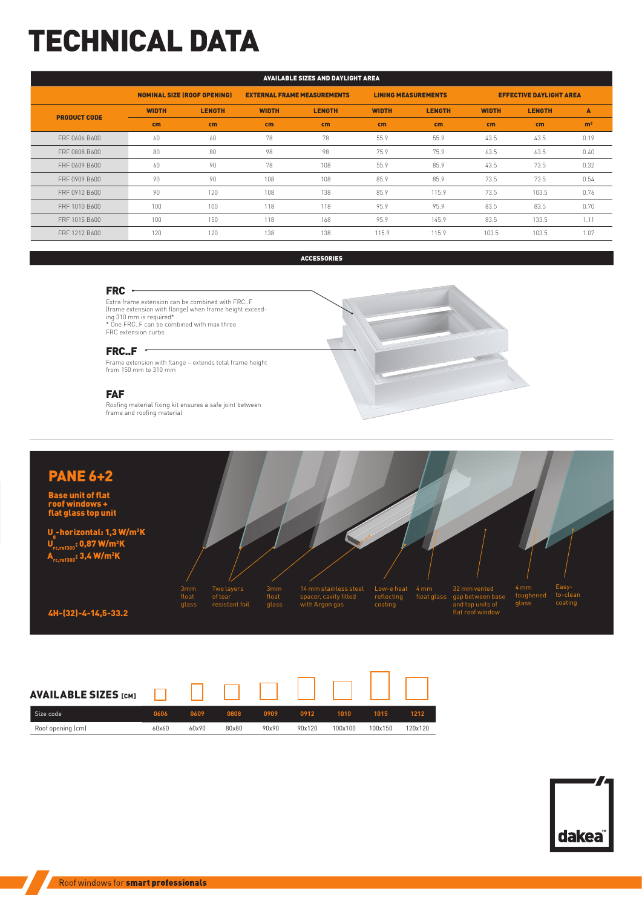# TECHNICAL DATA

| AVAILABLE SIZES AND DAYLIGHT AREA | | | | | | | | | |
|---|---|---|---|---|---|---|---|---|---|
| PRODUCT CODE | NOMINAL SIZE (ROOF OPENING) | | EXTERNAL FRAME MEASUREMENTS | | LINING MEASUREMENTS | | EFFECTIVE DAYLIGHT AREA | | |
| | WIDTH | LENGTH | WIDTH | LENGTH | WIDTH | LENGTH | WIDTH | LENGTH | A |
| | cm | cm | cm | cm | cm | cm | cm | cm | m² |
| FRF 0606 B600 | 60 | 60 | 78 | 78 | 55.9 | 55.9 | 43.5 | 43.5 | 0.19 |
| FRF 0808 B600 | 80 | 80 | 98 | 98 | 75.9 | 75.9 | 63.5 | 63.5 | 0.40 |
| FRF 0609 B600 | 60 | 90 | 78 | 108 | 55.9 | 85.9 | 43.5 | 73.5 | 0.32 |
| FRF 0909 B600 | 90 | 90 | 108 | 108 | 85.9 | 85.9 | 73.5 | 73.5 | 0.54 |
| FRF 0912 B600 | 90 | 120 | 108 | 138 | 85.9 | 115.9 | 73.5 | 103.5 | 0.76 |
| FRF 1010 B600 | 100 | 100 | 118 | 118 | 95.9 | 95.9 | 83.5 | 83.5 | 0.70 |
| FRF 1015 B600 | 100 | 150 | 118 | 168 | 95.9 | 145.9 | 83.5 | 133.5 | 1.11 |
| FRF 1212 B600 | 120 | 120 | 138 | 138 | 115.9 | 115.9 | 103.5 | 103.5 | 1.07 |

## ACCESSORIES

### FRC

Extra frame extension can be combined with FRC..F (frame extension with flange) when frame height exceeding 310 mm is required*
* One FRC..F can be combined with max three FRC extension curbs

### FRC..F

Frame extension with flange – extends total frame height from 150 mm to 310 mm

### FAF

Roofing material fixing kit ensures a safe joint between frame and roofing material

## PANE 6+2

**Base unit of flat roof windows + flat glass top unit**

**$U_g$-horizontal: 1,3 W/m²K**
**$U_{rc,ref300}$: 0,87 W/m²K**
**$A_{rc,ref300}$: 3,4 W/m²K**

**4H-(32)-4-14,5-33.2**

3mm float glass

Two layers of tear resistant foil

3mm float glass

14 mm stainless steel spacer, cavity filled with Argon gas

Low-e heat reflecting coating

4 mm float glass

32 mm vented gap between base and top units of flat roof window

4 mm toughened glass

Easy-to-clean coating

## AVAILABLE SIZES [CM]

| Size code | 0606 | 0609 | 0808 | 0909 | 0912 | 1010 | 1015 | 1212 |
|---|---|---|---|---|---|---|---|---|
| Roof opening (cm) | 60x60 | 60x90 | 80x80 | 90x90 | 90x120 | 100x100 | 100x150 | 120x120 |

dakea™

Roof windows for **smart professionals**